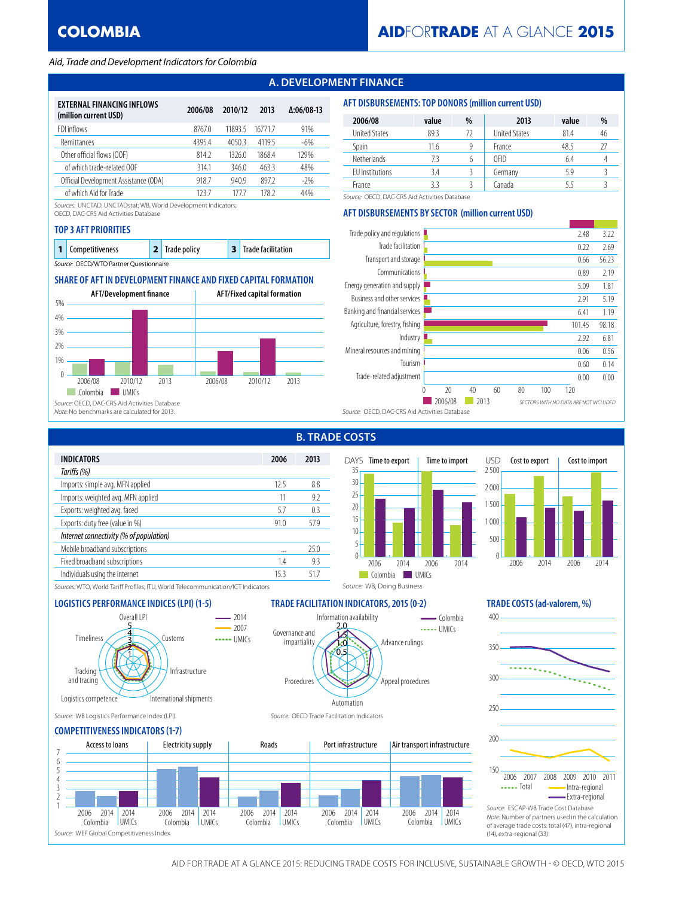# COLOMBIA

## AIDFORTRADE AT A GLANCE 2015

*Aid, Trade and Development Indicators for Colombia*

## A. DEVELOPMENT FINANCE

| EXTERNAL FINANCING INFLOWS (million current USD) | 2006/08 | 2010/12 | 2013 | Δ:06/08-13 |
|---|---|---|---|---|
| FDI inflows | 8767.0 | 11893.5 | 16771.7 | 91% |
| Remittances | 4395.4 | 4050.3 | 4119.5 | -6% |
| Other official flows (OOF) | 814.2 | 1326.0 | 1868.4 | 129% |
| of which trade-related OOF | 314.1 | 346.0 | 463.3 | 48% |
| Official Development Assistance (ODA) | 918.7 | 940.9 | 897.2 | -2% |
| of which Aid for Trade | 123.7 | 177.7 | 178.2 | 44% |

Sources: UNCTAD, UNCTADstat; WB, World Development Indicators; OECD, DAC-CRS Aid Activities Database

### AFT DISBURSEMENTS: TOP DONORS (million current USD)

| 2006/08 | value | % | 2013 | value | % |
|---|---|---|---|---|---|
| United States | 89.3 | 72 | United States | 81.4 | 46 |
| Spain | 11.6 | 9 | France | 48.5 | 27 |
| Netherlands | 7.3 | 6 | OFID | 6.4 | 4 |
| EU Institutions | 3.4 | 3 | Germany | 5.9 | 3 |
| France | 3.3 | 3 | Canada | 5.5 | 3 |

Source: OECD, DAC-CRS Aid Activities Database

### TOP 3 AFT PRIORITIES

| 1 | Competitiveness | 2 | Trade policy | 3 | Trade facilitation |
|---|---|---|---|---|---|

Source: OECD/WTO Partner Questionnaire

### AFT DISBURSEMENTS BY SECTOR (million current USD)

| Sector | 2006/08 | 2013 |
|---|---|---|
| Trade policy and regulations | 2.48 | 3.22 |
| Trade facilitation | 0.22 | 2.69 |
| Transport and storage | 0.66 | 56.23 |
| Communications | 0.89 | 2.19 |
| Energy generation and supply | 5.09 | 1.81 |
| Business and other services | 2.91 | 5.19 |
| Banking and financial services | 6.41 | 1.19 |
| Agriculture, forestry, fishing | 101.45 | 98.18 |
| Industry | 2.92 | 6.81 |
| Mineral resources and mining | 0.06 | 0.56 |
| Tourism | 0.60 | 0.14 |
| Trade-related adjustment | 0.00 | 0.00 |

SECTORS WITH NO DATA ARE NOT INCLUDED.

Source: OECD, DAC-CRS Aid Activities Database

### SHARE OF AFT IN DEVELOPMENT FINANCE AND FIXED CAPITAL FORMATION

AFT/Development finance; AFT/Fixed capital formation (2006/08, 2010/12, 2013; Colombia, UMICs)

Source: OECD, DAC-CRS Aid Activities Database

Note: No benchmarks are calculated for 2013.

## B. TRADE COSTS

| INDICATORS | 2006 | 2013 |
|---|---|---|
| *Tariffs (%)* | | |
| Imports: simple avg. MFN applied | 12.5 | 8.8 |
| Imports: weighted avg. MFN applied | 11 | 9.2 |
| Exports: weighted avg. faced | 5.7 | 0.3 |
| Exports: duty free (value in %) | 91.0 | 57.9 |
| *Internet connectivity (% of population)* | | |
| Mobile broadband subscriptions | ... | 25.0 |
| Fixed broadband subscriptions | 1.4 | 9.3 |
| Individuals using the internet | 15.3 | 51.7 |

Sources: WTO, World Tariff Profiles; ITU, World Telecommunication/ICT Indicators

Time to export / Time to import (DAYS); Cost to export / Cost to import (USD) — 2006, 2014; Colombia, UMICs

Source: WB, Doing Business

### LOGISTICS PERFORMANCE INDICES (LPI) (1-5)

Overall LPI, Customs, Infrastructure, International shipments, Logistics competence, Tracking and tracing, Timeliness — 2014, 2007, UMICs

Source: WB Logistics Performance Index (LPI)

### TRADE FACILITATION INDICATORS, 2015 (0-2)

Information availability, Advance rulings, Appeal procedures, Automation, Procedures, Governance and impartiality — Colombia, UMICs

Source: OECD Trade Facilitation Indicators

### TRADE COSTS (ad-valorem, %)

2006–2011 — Total, Intra-regional, Extra-regional

Source: ESCAP-WB Trade Cost Database

Note: Number of partners used in the calculation of average trade costs: total (47), intra-regional (14), extra-regional (33)

### COMPETITIVENESS INDICATORS (1-7)

Access to loans, Electricity supply, Roads, Port infrastructure, Air transport infrastructure — 2006 Colombia, 2014 Colombia, 2014 UMICs

Source: WEF Global Competitiveness Index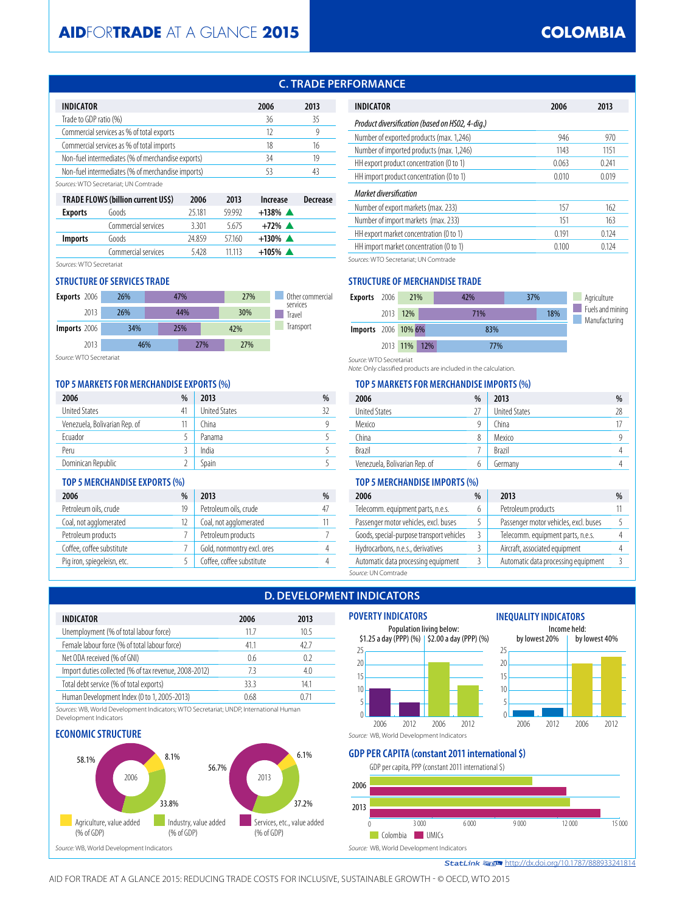# AIDFORTRADE AT A GLANCE 2015

# COLOMBIA

## C. TRADE PERFORMANCE

| INDICATOR | 2006 | 2013 |
|---|---|---|
| Trade to GDP ratio (%) | 36 | 35 |
| Commercial services as % of total exports | 12 | 9 |
| Commercial services as % of total imports | 18 | 16 |
| Non-fuel intermediates (% of merchandise exports) | 34 | 19 |
| Non-fuel intermediates (% of merchandise imports) | 53 | 43 |

*Sources:* WTO Secretariat; UN Comtrade

| TRADE FLOWS (billion current US$) | | 2006 | 2013 | Increase | Decrease |
|---|---|---|---|---|---|
| **Exports** | Goods | 25.181 | 59.992 | +138% ▲ | |
| | Commercial services | 3.301 | 5.675 | +72% ▲ | |
| **Imports** | Goods | 24.859 | 57.160 | +130% ▲ | |
| | Commercial services | 5.428 | 11.113 | +105% ▲ | |

*Sources:* WTO Secretariat

| INDICATOR | 2006 | 2013 |
|---|---|---|
| *Product diversification (based on HS02, 4-dig.)* | | |
| Number of exported products (max. 1,246) | 946 | 970 |
| Number of imported products (max. 1,246) | 1143 | 1151 |
| HH export product concentration (0 to 1) | 0.063 | 0.241 |
| HH import product concentration (0 to 1) | 0.010 | 0.019 |
| *Market diversification* | | |
| Number of export markets (max. 233) | 157 | 162 |
| Number of import markets (max. 233) | 151 | 163 |
| HH export market concentration (0 to 1) | 0.191 | 0.124 |
| HH import market concentration (0 to 1) | 0.100 | 0.124 |

*Sources:* WTO Secretariat; UN Comtrade

### STRUCTURE OF SERVICES TRADE

Exports 2006: 26% | 47% | 27%
2013: 26% | 44% | 30%
Imports 2006: 34% | 25% | 42%
2013: 46% | 27% | 27%

Other commercial services
Travel
Transport

*Source:* WTO Secretariat

### STRUCTURE OF MERCHANDISE TRADE

Exports 2006: 21% | 42% | 37%
2013: 12% | 71% | 18%
Imports 2006: 10% | 6% | 83%
2013: 11% | 12% | 77%

Agriculture
Fuels and mining
Manufacturing

*Source:* WTO Secretariat
*Note:* Only classified products are included in the calculation.

### TOP 5 MARKETS FOR MERCHANDISE EXPORTS (%)

| 2006 | % | 2013 | % |
|---|---|---|---|
| United States | 41 | United States | 32 |
| Venezuela, Bolivarian Rep. of | 11 | China | 9 |
| Ecuador | 5 | Panama | 5 |
| Peru | 3 | India | 5 |
| Dominican Republic | 2 | Spain | 5 |

### TOP 5 MARKETS FOR MERCHANDISE IMPORTS (%)

| 2006 | % | 2013 | % |
|---|---|---|---|
| United States | 27 | United States | 28 |
| Mexico | 9 | China | 17 |
| China | 8 | Mexico | 9 |
| Brazil | 7 | Brazil | 4 |
| Venezuela, Bolivarian Rep. of | 6 | Germany | 4 |

### TOP 5 MERCHANDISE EXPORTS (%)

| 2006 | % | 2013 | % |
|---|---|---|---|
| Petroleum oils, crude | 19 | Petroleum oils, crude | 47 |
| Coal, not agglomerated | 12 | Coal, not agglomerated | 11 |
| Petroleum products | 7 | Petroleum products | 7 |
| Coffee, coffee substitute | 7 | Gold, nonmonetry excl. ores | 4 |
| Pig iron, spiegeleisn, etc. | 5 | Coffee, coffee substitute | 4 |

### TOP 5 MERCHANDISE IMPORTS (%)

| 2006 | % | 2013 | % |
|---|---|---|---|
| Telecomm. equipment parts, n.e.s. | 6 | Petroleum products | 11 |
| Passenger motor vehicles, excl. buses | 5 | Passenger motor vehicles, excl. buses | 5 |
| Goods, special-purpose transport vehicles | 3 | Telecomm. equipment parts, n.e.s. | 4 |
| Hydrocarbons, n.e.s., derivatives | 3 | Aircraft, associated equipment | 4 |
| Automatic data processing equipment | 3 | Automatic data processing equipment | 3 |

*Source:* UN Comtrade

## D. DEVELOPMENT INDICATORS

| INDICATOR | 2006 | 2013 |
|---|---|---|
| Unemployment (% of total labour force) | 11.7 | 10.5 |
| Female labour force (% of total labour force) | 41.1 | 42.7 |
| Net ODA received (% of GNI) | 0.6 | 0.2 |
| Import duties collected (% of tax revenue, 2008-2012) | 7.3 | 4.0 |
| Total debt service (% of total exports) | 33.3 | 14.1 |
| Human Development Index (0 to 1, 2005-2013) | 0.68 | 0.71 |

*Sources:* WB, World Development Indicators; WTO Secretariat; UNDP, International Human Development Indicators

### ECONOMIC STRUCTURE

2006: 58.1% | 8.1% | 33.8%
2013: 56.7% | 6.1% | 37.2%

Agriculture, value added (% of GDP)
Industry, value added (% of GDP)
Services, etc., value added (% of GDP)

*Source:* WB, World Development Indicators

### POVERTY INDICATORS

Population living below:
$1.25 a day (PPP) (%) | $2.00 a day (PPP) (%)
0 5 10 15 20 25
2006 2012 2006 2012

### INEQUALITY INDICATORS

Income held:
by lowest 20% | by lowest 40%
0 5 10 15 20 25
2006 2012 2006 2012

*Source:* WB, World Development Indicators

### GDP PER CAPITA (constant 2011 international $)

GDP per capita, PPP (constant 2011 international $)
2006
2013
0 3 000 6 000 9 000 12 000 15 000
Colombia UMICs

*Source:* WB, World Development Indicators

StatLink http://dx.doi.org/10.1787/888933241814

AID FOR TRADE AT A GLANCE 2015: REDUCING TRADE COSTS FOR INCLUSIVE, SUSTAINABLE GROWTH - © OECD, WTO 2015